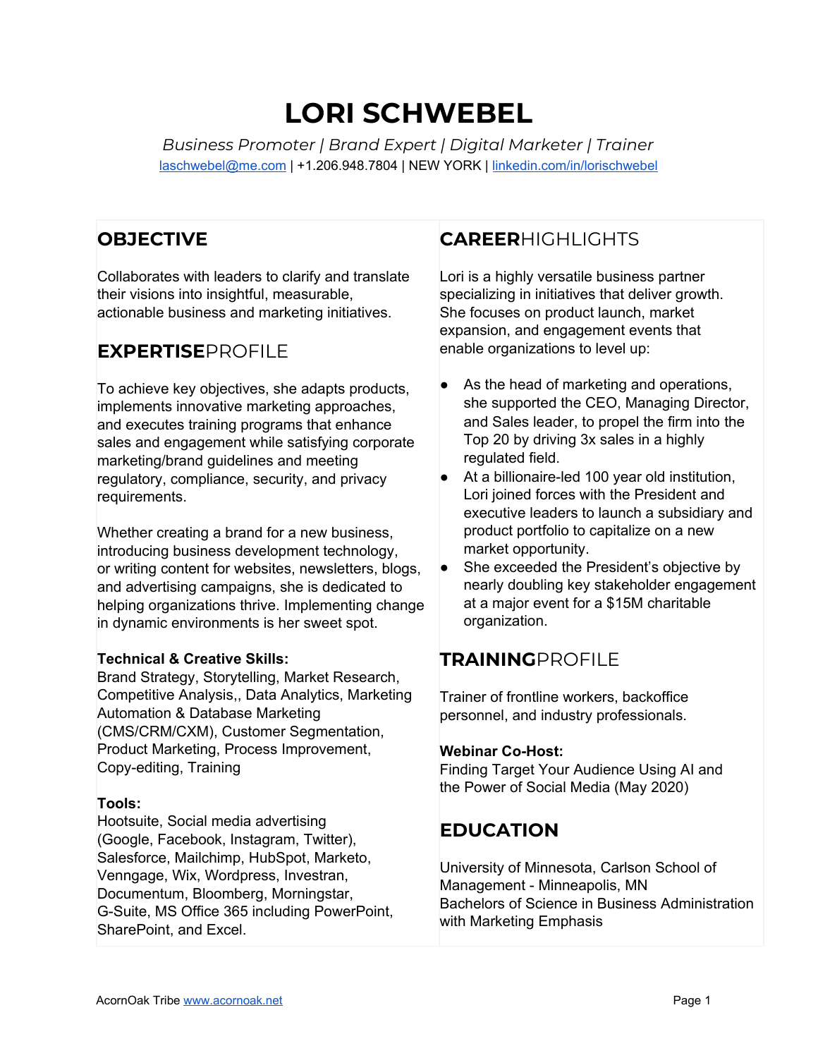# LORI SCHWEBEL

*Business Promoter | Brand Expert | Digital Marketer | Trainer*

laschwebel@me.com | +1.206.948.7804 | NEW YORK | linkedin.com/in/lorischwebel

## OBJECTIVE

Collaborates with leaders to clarify and translate their visions into insightful, measurable, actionable business and marketing initiatives.

## **EXPERTISE**PROFILE

To achieve key objectives, she adapts products, implements innovative marketing approaches, and executes training programs that enhance sales and engagement while satisfying corporate marketing/brand guidelines and meeting regulatory, compliance, security, and privacy requirements.

Whether creating a brand for a new business, introducing business development technology, or writing content for websites, newsletters, blogs, and advertising campaigns, she is dedicated to helping organizations thrive. Implementing change in dynamic environments is her sweet spot.

**Technical & Creative Skills:**
Brand Strategy, Storytelling, Market Research, Competitive Analysis,, Data Analytics, Marketing Automation & Database Marketing (CMS/CRM/CXM), Customer Segmentation, Product Marketing, Process Improvement, Copy-editing, Training

**Tools:**
Hootsuite, Social media advertising (Google, Facebook, Instagram, Twitter), Salesforce, Mailchimp, HubSpot, Marketo, Venngage, Wix, Wordpress, Investran, Documentum, Bloomberg, Morningstar, G-Suite, MS Office 365 including PowerPoint, SharePoint, and Excel.

## **CAREER**HIGHLIGHTS

Lori is a highly versatile business partner specializing in initiatives that deliver growth. She focuses on product launch, market expansion, and engagement events that enable organizations to level up:

- As the head of marketing and operations, she supported the CEO, Managing Director, and Sales leader, to propel the firm into the Top 20 by driving 3x sales in a highly regulated field.
- At a billionaire-led 100 year old institution, Lori joined forces with the President and executive leaders to launch a subsidiary and product portfolio to capitalize on a new market opportunity.
- She exceeded the President's objective by nearly doubling key stakeholder engagement at a major event for a $15M charitable organization.

## **TRAINING**PROFILE

Trainer of frontline workers, backoffice personnel, and industry professionals.

**Webinar Co-Host:**
Finding Target Your Audience Using AI and the Power of Social Media (May 2020)

## EDUCATION

University of Minnesota, Carlson School of Management - Minneapolis, MN
Bachelors of Science in Business Administration with Marketing Emphasis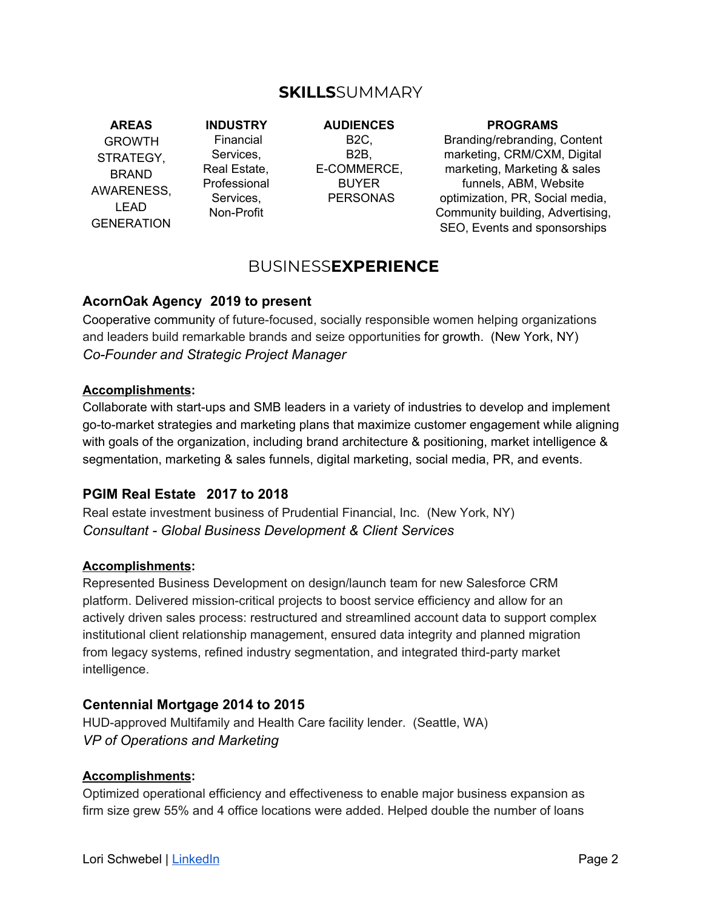## **SKILLS**SUMMARY

| AREAS | INDUSTRY | AUDIENCES | PROGRAMS |
|---|---|---|---|
| GROWTH STRATEGY, BRAND AWARENESS, LEAD GENERATION | Financial Services, Real Estate, Professional Services, Non-Profit | B2C, B2B, E-COMMERCE, BUYER PERSONAS | Branding/rebranding, Content marketing, CRM/CXM, Digital marketing, Marketing & sales funnels, ABM, Website optimization, PR, Social media, Community building, Advertising, SEO, Events and sponsorships |

## BUSINESS**EXPERIENCE**

### AcornOak Agency 2019 to present

Cooperative community of future-focused, socially responsible women helping organizations and leaders build remarkable brands and seize opportunities for growth. (New York, NY)
*Co-Founder and Strategic Project Manager*

**Accomplishments:**
Collaborate with start-ups and SMB leaders in a variety of industries to develop and implement go-to-market strategies and marketing plans that maximize customer engagement while aligning with goals of the organization, including brand architecture & positioning, market intelligence & segmentation, marketing & sales funnels, digital marketing, social media, PR, and events.

### PGIM Real Estate 2017 to 2018

Real estate investment business of Prudential Financial, Inc. (New York, NY)
*Consultant - Global Business Development & Client Services*

**Accomplishments:**
Represented Business Development on design/launch team for new Salesforce CRM platform. Delivered mission-critical projects to boost service efficiency and allow for an actively driven sales process: restructured and streamlined account data to support complex institutional client relationship management, ensured data integrity and planned migration from legacy systems, refined industry segmentation, and integrated third-party market intelligence.

### Centennial Mortgage 2014 to 2015

HUD-approved Multifamily and Health Care facility lender. (Seattle, WA)
*VP of Operations and Marketing*

**Accomplishments:**
Optimized operational efficiency and effectiveness to enable major business expansion as firm size grew 55% and 4 office locations were added. Helped double the number of loans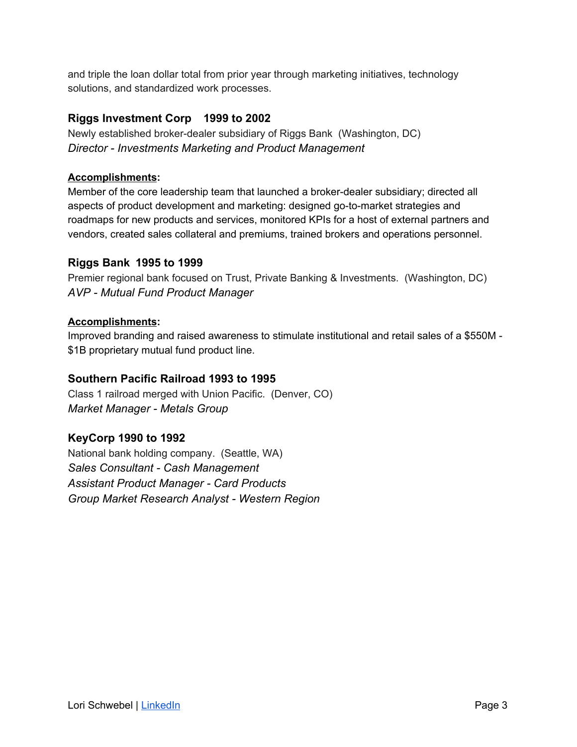and triple the loan dollar total from prior year through marketing initiatives, technology solutions, and standardized work processes.

### Riggs Investment Corp 1999 to 2002

Newly established broker-dealer subsidiary of Riggs Bank (Washington, DC)
*Director - Investments Marketing and Product Management*

**Accomplishments:**
Member of the core leadership team that launched a broker-dealer subsidiary; directed all aspects of product development and marketing: designed go-to-market strategies and roadmaps for new products and services, monitored KPIs for a host of external partners and vendors, created sales collateral and premiums, trained brokers and operations personnel.

### Riggs Bank 1995 to 1999

Premier regional bank focused on Trust, Private Banking & Investments. (Washington, DC)
*AVP - Mutual Fund Product Manager*

**Accomplishments:**
Improved branding and raised awareness to stimulate institutional and retail sales of a $550M - $1B proprietary mutual fund product line.

### Southern Pacific Railroad 1993 to 1995

Class 1 railroad merged with Union Pacific. (Denver, CO)
*Market Manager - Metals Group*

### KeyCorp 1990 to 1992

National bank holding company. (Seattle, WA)
*Sales Consultant - Cash Management*
*Assistant Product Manager - Card Products*
*Group Market Research Analyst - Western Region*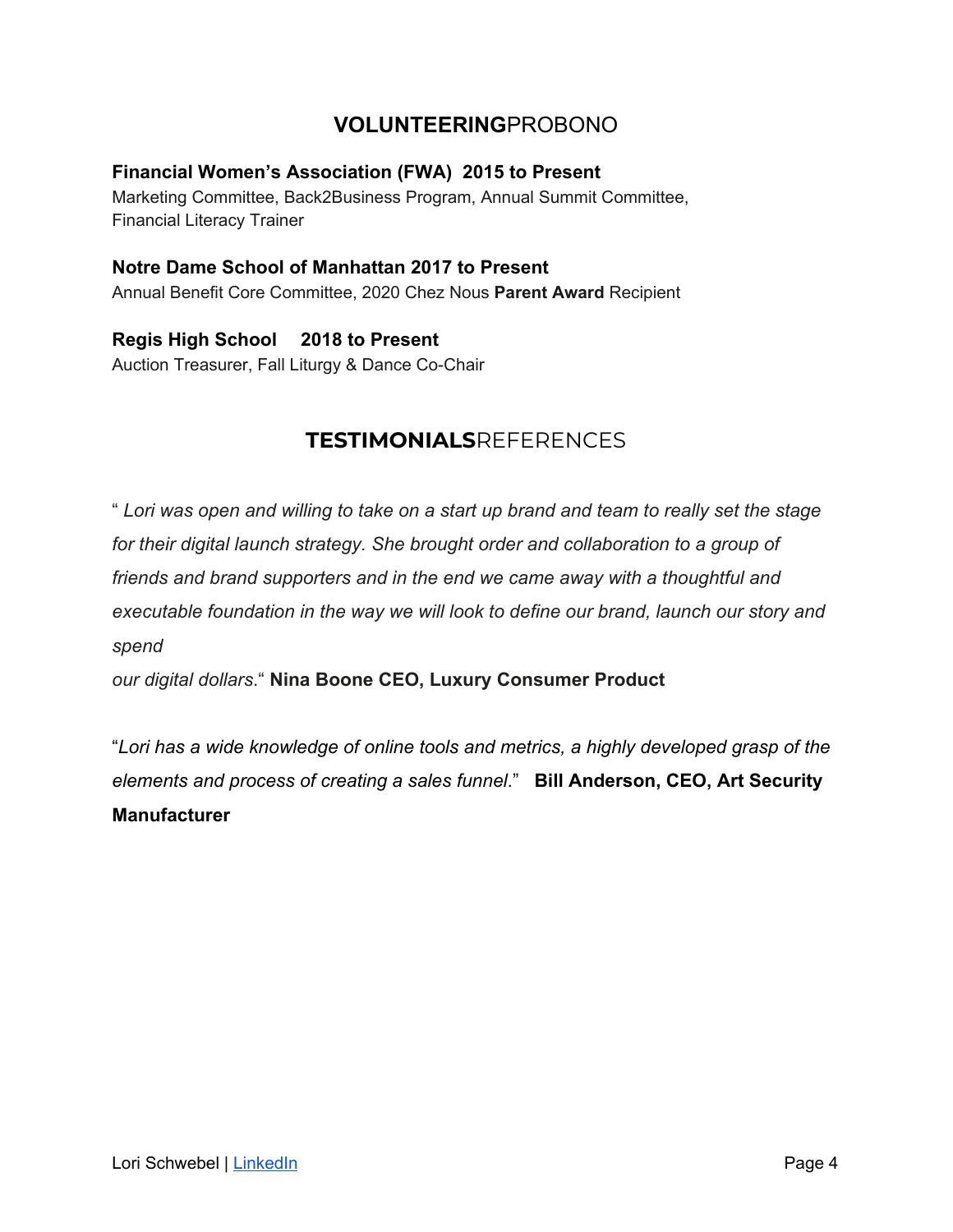## **VOLUNTEERING**PROBONO

**Financial Women's Association (FWA) 2015 to Present**
Marketing Committee, Back2Business Program, Annual Summit Committee, Financial Literacy Trainer

**Notre Dame School of Manhattan 2017 to Present**
Annual Benefit Core Committee, 2020 Chez Nous **Parent Award** Recipient

**Regis High School 2018 to Present**
Auction Treasurer, Fall Liturgy & Dance Co-Chair

## **TESTIMONIALS**REFERENCES

" *Lori was open and willing to take on a start up brand and team to really set the stage for their digital launch strategy. She brought order and collaboration to a group of friends and brand supporters and in the end we came away with a thoughtful and executable foundation in the way we will look to define our brand, launch our story and spend our digital dollars*." **Nina Boone CEO, Luxury Consumer Product**

"*Lori has a wide knowledge of online tools and metrics, a highly developed grasp of the elements and process of creating a sales funnel*." **Bill Anderson, CEO, Art Security Manufacturer**